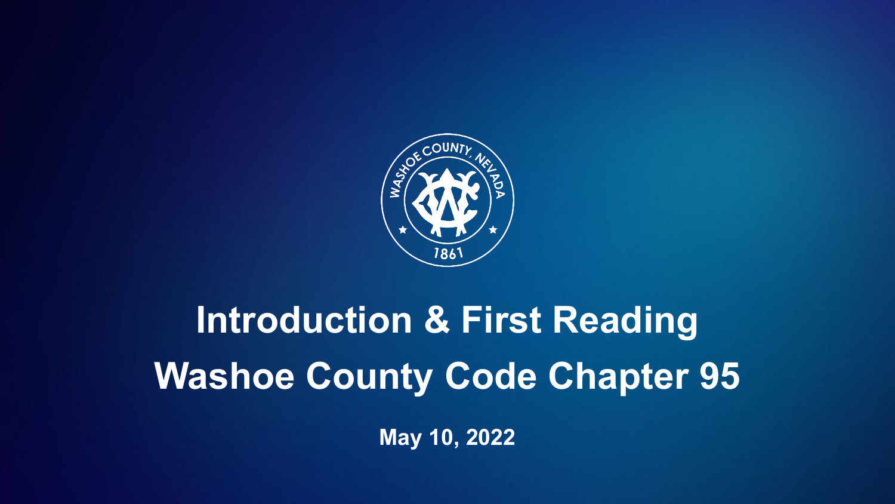# Introduction & First Reading

# Washoe County Code Chapter 95

**May 10, 2022**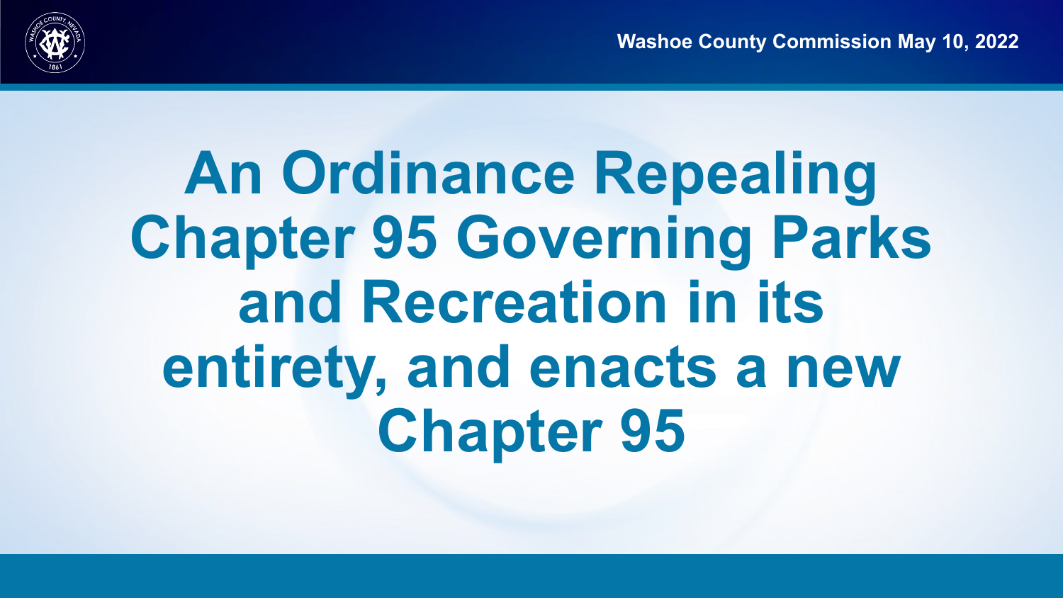# An Ordinance Repealing Chapter 95 Governing Parks and Recreation in its entirety, and enacts a new Chapter 95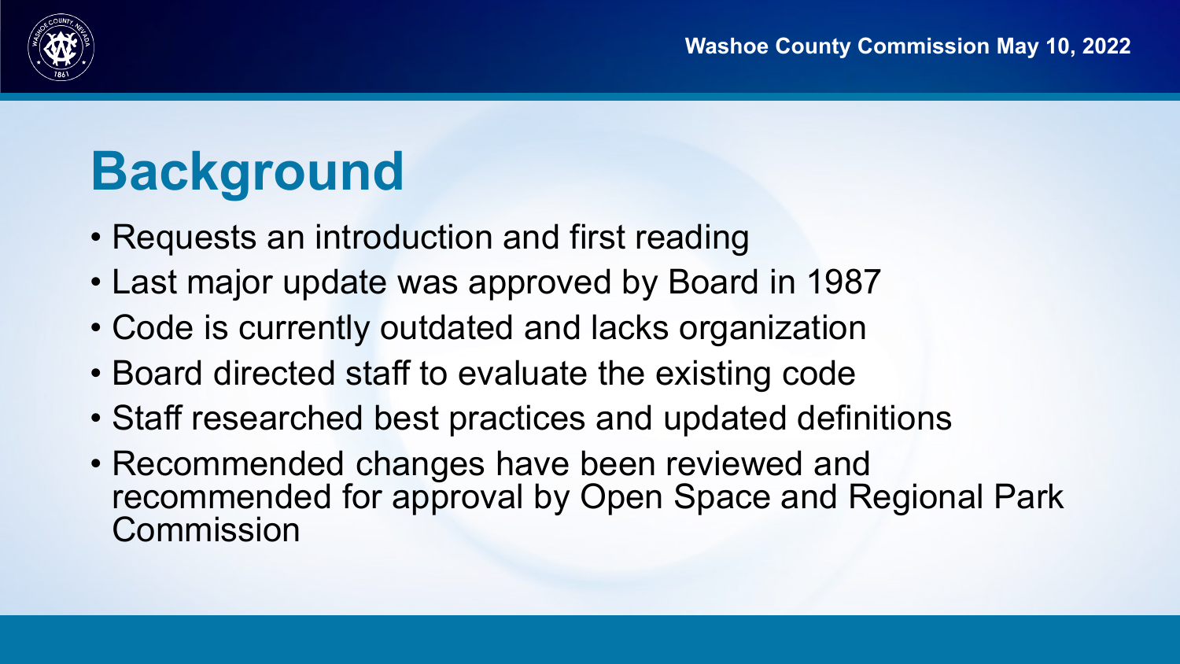# Background

- Requests an introduction and first reading
- Last major update was approved by Board in 1987
- Code is currently outdated and lacks organization
- Board directed staff to evaluate the existing code
- Staff researched best practices and updated definitions
- Recommended changes have been reviewed and recommended for approval by Open Space and Regional Park Commission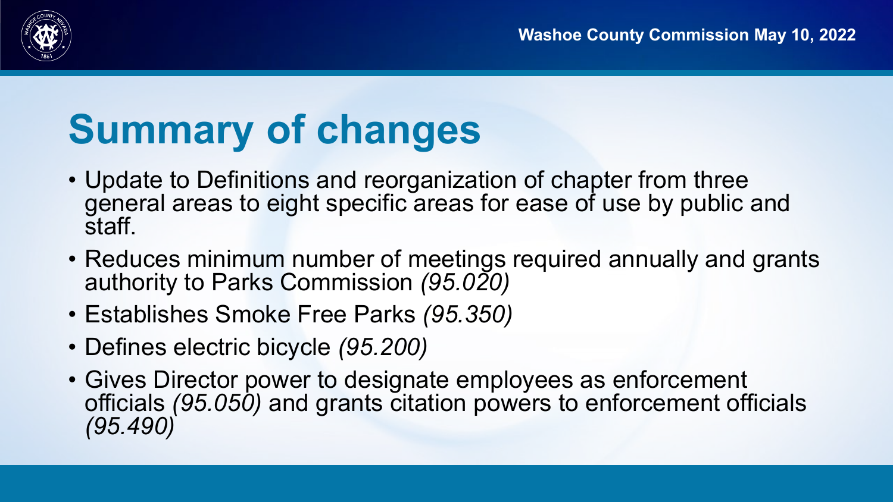# Summary of changes

- Update to Definitions and reorganization of chapter from three general areas to eight specific areas for ease of use by public and staff.
- Reduces minimum number of meetings required annually and grants authority to Parks Commission *(95.020)*
- Establishes Smoke Free Parks *(95.350)*
- Defines electric bicycle *(95.200)*
- Gives Director power to designate employees as enforcement officials *(95.050)* and grants citation powers to enforcement officials *(95.490)*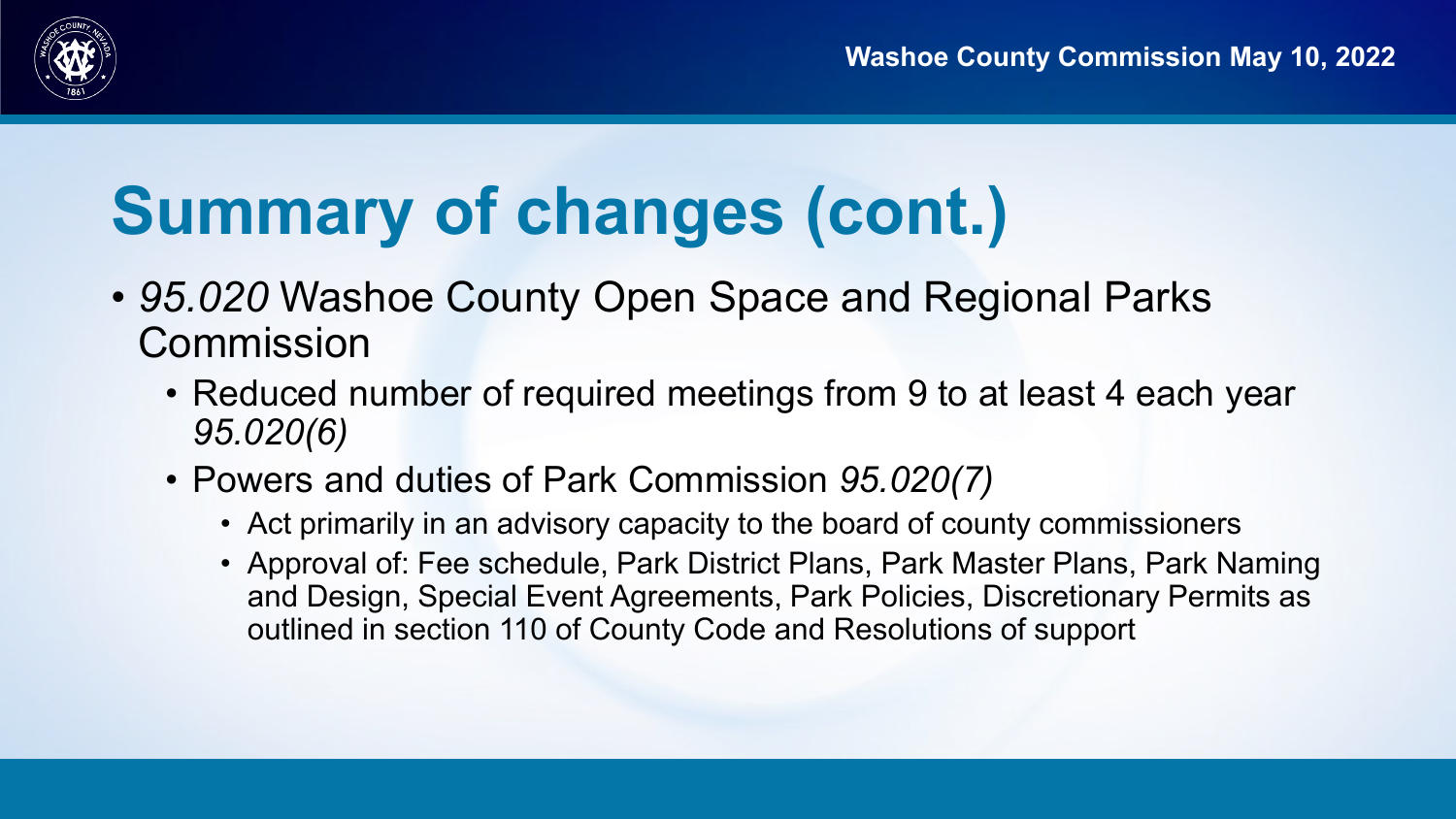# Summary of changes (cont.)

- *95.020* Washoe County Open Space and Regional Parks Commission
  - Reduced number of required meetings from 9 to at least 4 each year *95.020(6)*
  - Powers and duties of Park Commission *95.020(7)*
    - Act primarily in an advisory capacity to the board of county commissioners
    - Approval of: Fee schedule, Park District Plans, Park Master Plans, Park Naming and Design, Special Event Agreements, Park Policies, Discretionary Permits as outlined in section 110 of County Code and Resolutions of support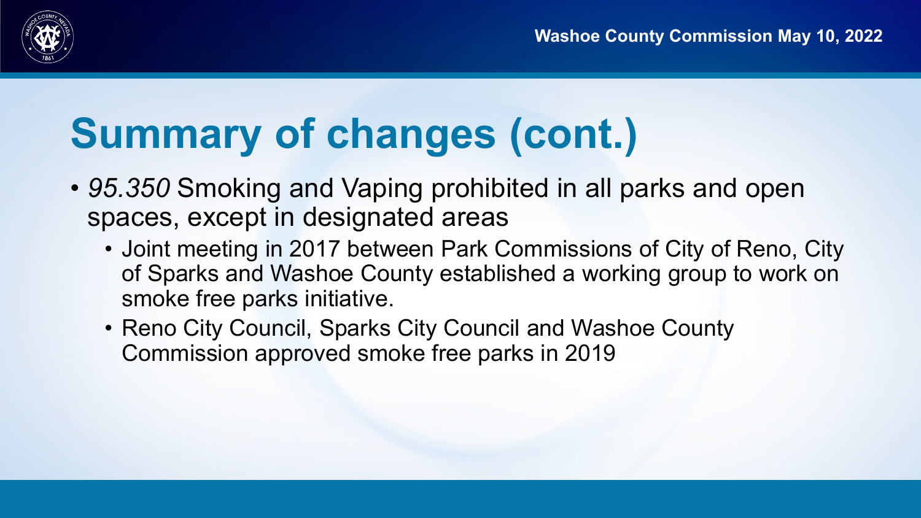# Summary of changes (cont.)

- *95.350* Smoking and Vaping prohibited in all parks and open spaces, except in designated areas
  - Joint meeting in 2017 between Park Commissions of City of Reno, City of Sparks and Washoe County established a working group to work on smoke free parks initiative.
  - Reno City Council, Sparks City Council and Washoe County Commission approved smoke free parks in 2019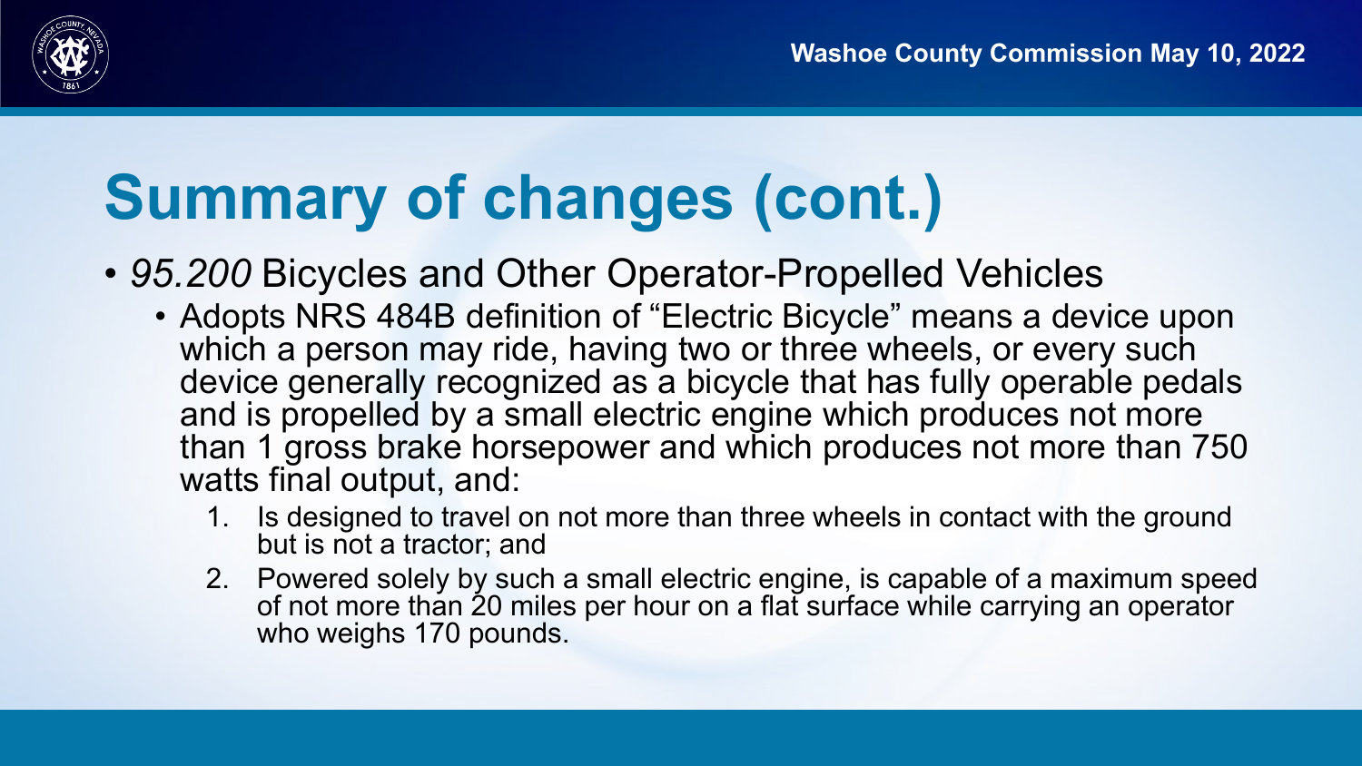# Summary of changes (cont.)

- *95.200* Bicycles and Other Operator-Propelled Vehicles
  - Adopts NRS 484B definition of "Electric Bicycle" means a device upon which a person may ride, having two or three wheels, or every such device generally recognized as a bicycle that has fully operable pedals and is propelled by a small electric engine which produces not more than 1 gross brake horsepower and which produces not more than 750 watts final output, and:
    1. Is designed to travel on not more than three wheels in contact with the ground but is not a tractor; and
    2. Powered solely by such a small electric engine, is capable of a maximum speed of not more than 20 miles per hour on a flat surface while carrying an operator who weighs 170 pounds.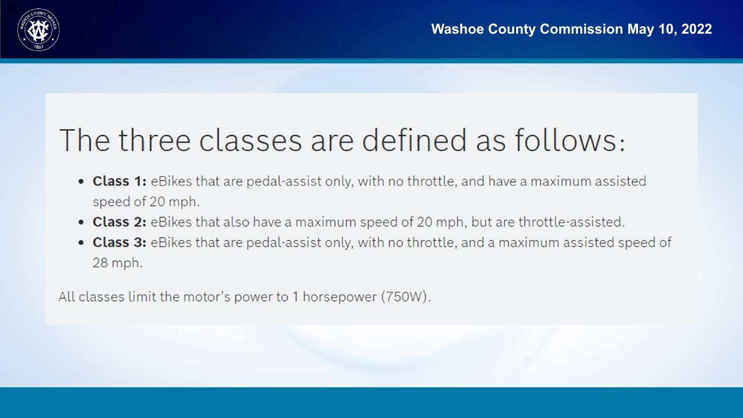# The three classes are defined as follows:

- **Class 1:** eBikes that are pedal-assist only, with no throttle, and have a maximum assisted speed of 20 mph.
- **Class 2:** eBikes that also have a maximum speed of 20 mph, but are throttle-assisted.
- **Class 3:** eBikes that are pedal-assist only, with no throttle, and a maximum assisted speed of 28 mph.

All classes limit the motor's power to 1 horsepower (750W).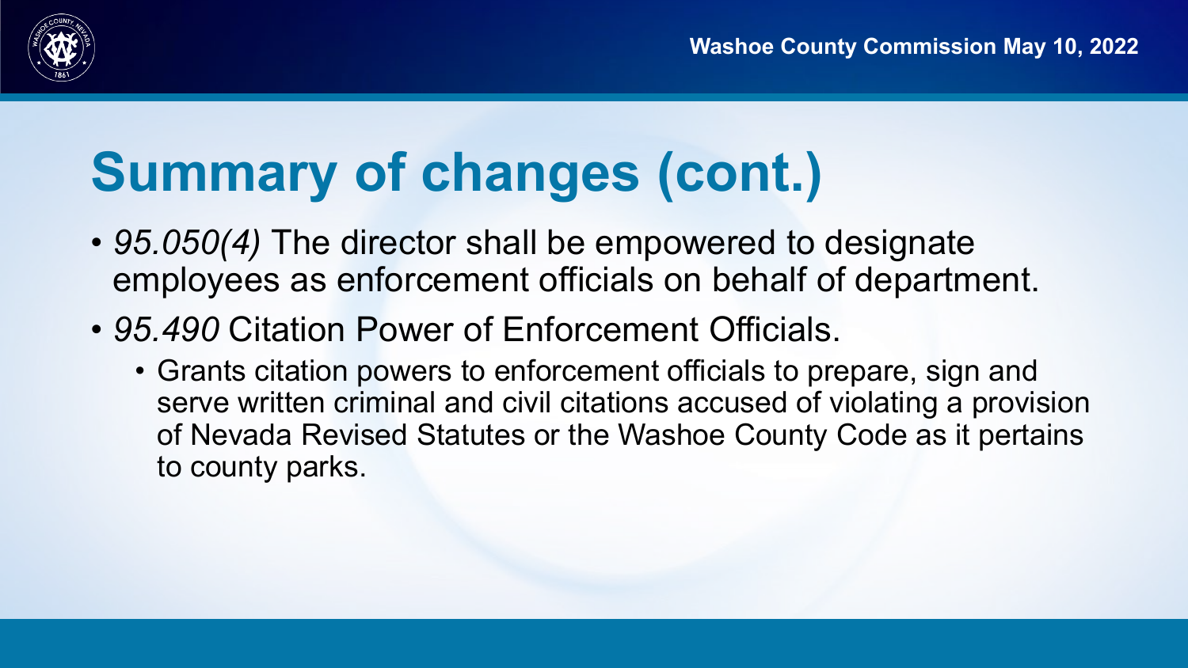# Summary of changes (cont.)

- *95.050(4)* The director shall be empowered to designate employees as enforcement officials on behalf of department.
- *95.490* Citation Power of Enforcement Officials.
  - Grants citation powers to enforcement officials to prepare, sign and serve written criminal and civil citations accused of violating a provision of Nevada Revised Statutes or the Washoe County Code as it pertains to county parks.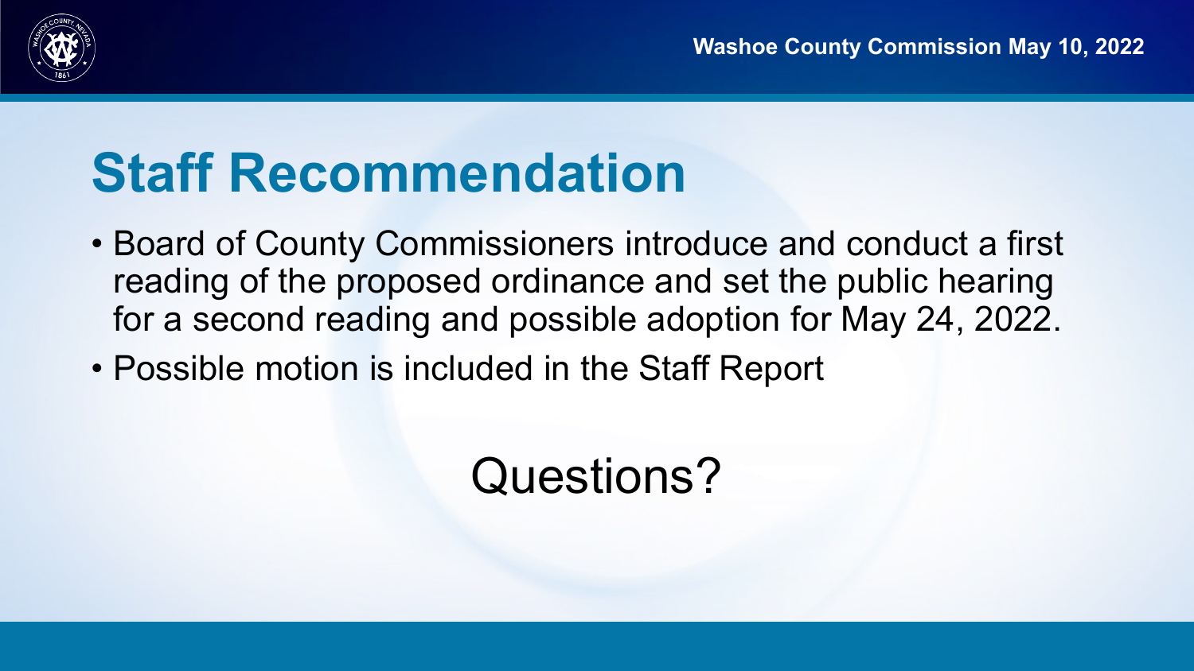# Staff Recommendation

- Board of County Commissioners introduce and conduct a first reading of the proposed ordinance and set the public hearing for a second reading and possible adoption for May 24, 2022.
- Possible motion is included in the Staff Report

Questions?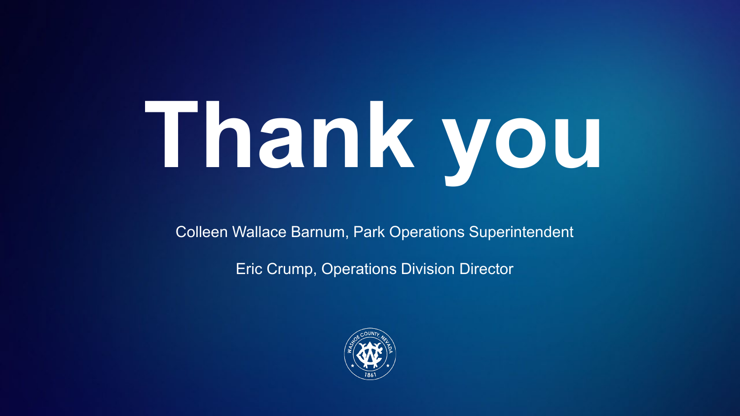# Thank you

Colleen Wallace Barnum, Park Operations Superintendent

Eric Crump, Operations Division Director